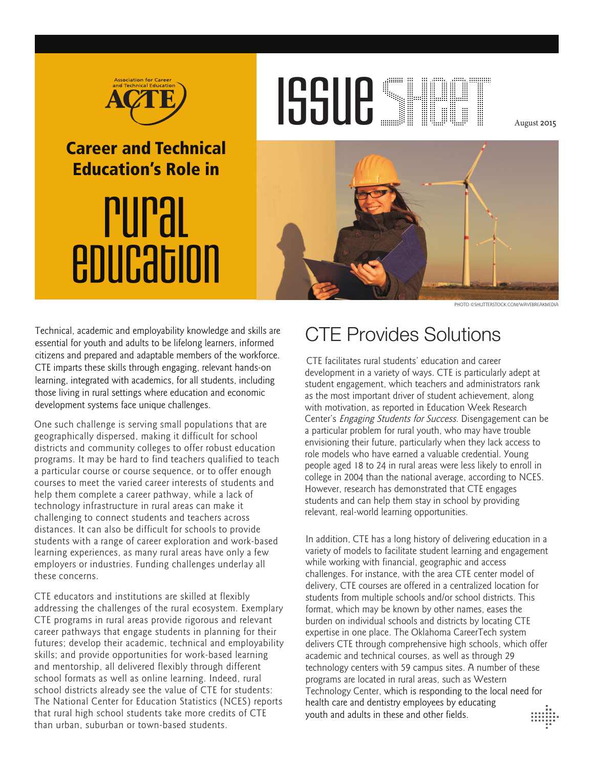Association for Career and Technical Education

ACTE

# Career and Technical Education's Role in Rural Education

ISSUE SHEET

August 2015

PHOTO ©SHUTTERSTOCK.COM/WAVEBREAKMEDIA

Technical, academic and employability knowledge and skills are essential for youth and adults to be lifelong learners, informed citizens and prepared and adaptable members of the workforce. CTE imparts these skills through engaging, relevant hands-on learning, integrated with academics, for all students, including those living in rural settings where education and economic development systems face unique challenges.

One such challenge is serving small populations that are geographically dispersed, making it difficult for school districts and community colleges to offer robust education programs. It may be hard to find teachers qualified to teach a particular course or course sequence, or to offer enough courses to meet the varied career interests of students and help them complete a career pathway, while a lack of technology infrastructure in rural areas can make it challenging to connect students and teachers across distances. It can also be difficult for schools to provide students with a range of career exploration and work-based learning experiences, as many rural areas have only a few employers or industries. Funding challenges underlay all these concerns.

CTE educators and institutions are skilled at flexibly addressing the challenges of the rural ecosystem. Exemplary CTE programs in rural areas provide rigorous and relevant career pathways that engage students in planning for their futures; develop their academic, technical and employability skills; and provide opportunities for work-based learning and mentorship, all delivered flexibly through different school formats as well as online learning. Indeed, rural school districts already see the value of CTE for students: The National Center for Education Statistics (NCES) reports that rural high school students take more credits of CTE than urban, suburban or town-based students.

## CTE Provides Solutions

CTE facilitates rural students' education and career development in a variety of ways. CTE is particularly adept at student engagement, which teachers and administrators rank as the most important driver of student achievement, along with motivation, as reported in Education Week Research Center's *Engaging Students for Success*. Disengagement can be a particular problem for rural youth, who may have trouble envisioning their future, particularly when they lack access to role models who have earned a valuable credential. Young people aged 18 to 24 in rural areas were less likely to enroll in college in 2004 than the national average, according to NCES. However, research has demonstrated that CTE engages students and can help them stay in school by providing relevant, real-world learning opportunities.

In addition, CTE has a long history of delivering education in a variety of models to facilitate student learning and engagement while working with financial, geographic and access challenges. For instance, with the area CTE center model of delivery, CTE courses are offered in a centralized location for students from multiple schools and/or school districts. This format, which may be known by other names, eases the burden on individual schools and districts by locating CTE expertise in one place. The Oklahoma CareerTech system delivers CTE through comprehensive high schools, which offer academic and technical courses, as well as through 29 technology centers with 59 campus sites. A number of these programs are located in rural areas, such as Western Technology Center, which is responding to the local need for health care and dentistry employees by educating youth and adults in these and other fields.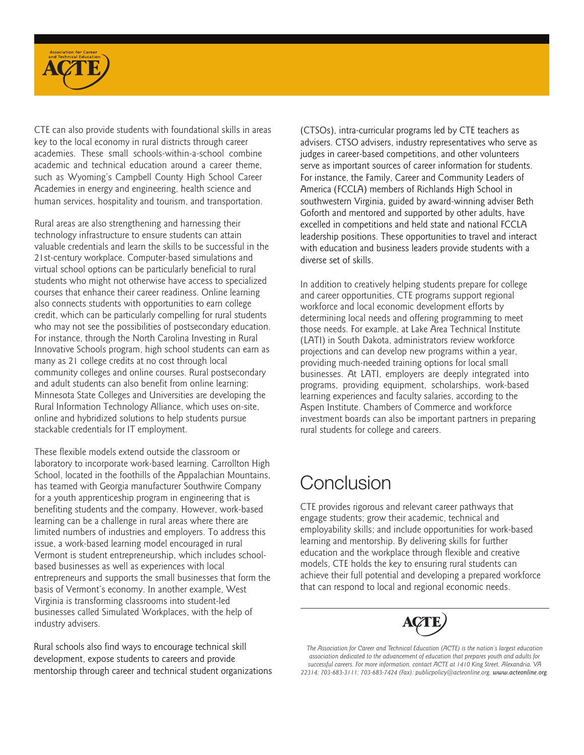CTE can also provide students with foundational skills in areas key to the local economy in rural districts through career academies. These small schools-within-a-school combine academic and technical education around a career theme, such as Wyoming's Campbell County High School Career Academies in energy and engineering, health science and human services, hospitality and tourism, and transportation.

Rural areas are also strengthening and harnessing their technology infrastructure to ensure students can attain valuable credentials and learn the skills to be successful in the 21st-century workplace. Computer-based simulations and virtual school options can be particularly beneficial to rural students who might not otherwise have access to specialized courses that enhance their career readiness. Online learning also connects students with opportunities to earn college credit, which can be particularly compelling for rural students who may not see the possibilities of postsecondary education. For instance, through the North Carolina Investing in Rural Innovative Schools program, high school students can earn as many as 21 college credits at no cost through local community colleges and online courses. Rural postsecondary and adult students can also benefit from online learning: Minnesota State Colleges and Universities are developing the Rural Information Technology Alliance, which uses on-site, online and hybridized solutions to help students pursue stackable credentials for IT employment.

These flexible models extend outside the classroom or laboratory to incorporate work-based learning. Carrollton High School, located in the foothills of the Appalachian Mountains, has teamed with Georgia manufacturer Southwire Company for a youth apprenticeship program in engineering that is benefiting students and the company. However, work-based learning can be a challenge in rural areas where there are limited numbers of industries and employers. To address this issue, a work-based learning model encouraged in rural Vermont is student entrepreneurship, which includes school-based businesses as well as experiences with local entrepreneurs and supports the small businesses that form the basis of Vermont's economy. In another example, West Virginia is transforming classrooms into student-led businesses called Simulated Workplaces, with the help of industry advisers.

Rural schools also find ways to encourage technical skill development, expose students to careers and provide mentorship through career and technical student organizations (CTSOs), intra-curricular programs led by CTE teachers as advisers. CTSO advisers, industry representatives who serve as judges in career-based competitions, and other volunteers serve as important sources of career information for students. For instance, the Family, Career and Community Leaders of America (FCCLA) members of Richlands High School in southwestern Virginia, guided by award-winning adviser Beth Goforth and mentored and supported by other adults, have excelled in competitions and held state and national FCCLA leadership positions. These opportunities to travel and interact with education and business leaders provide students with a diverse set of skills.

In addition to creatively helping students prepare for college and career opportunities, CTE programs support regional workforce and local economic development efforts by determining local needs and offering programming to meet those needs. For example, at Lake Area Technical Institute (LATI) in South Dakota, administrators review workforce projections and can develop new programs within a year, providing much-needed training options for local small businesses. At LATI, employers are deeply integrated into programs, providing equipment, scholarships, work-based learning experiences and faculty salaries, according to the Aspen Institute. Chambers of Commerce and workforce investment boards can also be important partners in preparing rural students for college and careers.

# Conclusion

CTE provides rigorous and relevant career pathways that engage students; grow their academic, technical and employability skills; and include opportunities for work-based learning and mentorship. By delivering skills for further education and the workplace through flexible and creative models, CTE holds the key to ensuring rural students can achieve their full potential and developing a prepared workforce that can respond to local and regional economic needs.

*The Association for Career and Technical Education (ACTE) is the nation's largest education association dedicated to the advancement of education that prepares youth and adults for successful careers. For more information, contact ACTE at 1410 King Street, Alexandria, VA 22314; 703-683-3111; 703-683-7424 (Fax); publicpolicy@acteonline.org, **www.acteonline.org**.*